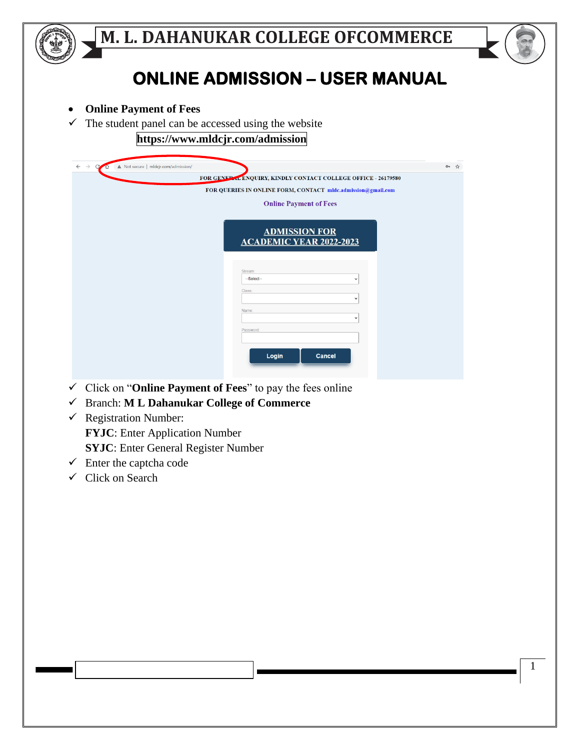# M. L. DAHANUKAR COLLEGE OFCOMMERCE

# ONLINE ADMISSION – USER MANUAL

- **Online Payment of Fees**

✓ The student panel can be accessed using the website

**https://www.mldcjr.com/admission**

✓ Click on "**Online Payment of Fees**" to pay the fees online

✓ Branch: **M L Dahanukar College of Commerce**

✓ Registration Number:

**FYJC**: Enter Application Number

**SYJC**: Enter General Register Number

✓ Enter the captcha code

✓ Click on Search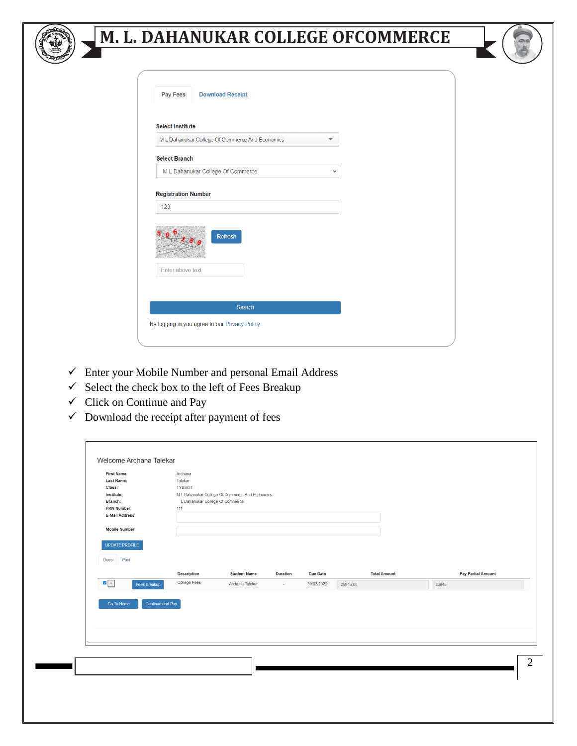# M. L. DAHANUKAR COLLEGE OFCOMMERCE

Pay Fees | Download Receipt

**Select Institute**

M L Dahanukar College Of Commerce And Economics

**Select Branch**

M L Dahanukar College Of Commerce

**Registration Number**

123

Refresh

Enter above text

Search

By logging in you agree to our Privacy Policy

- ✓ Enter your Mobile Number and personal Email Address
- ✓ Select the check box to the left of Fees Breakup
- ✓ Click on Continue and Pay
- ✓ Download the receipt after payment of fees

Welcome Archana Talekar

| | |
|---|---|
| **First Name:** | Archana |
| **Last Name:** | Talekar |
| **Class:** | TYBScIT |
| **Institute:** | M L Dahanukar College Of Commerce And Economics |
| **Branch:** | L Dahanukar College Of Commerce |
| **PRN Number:** | 111 |
| **E-Mail Address:** | |
| **Mobile Number:** | |

UPDATE PROFILE

Dues | Paid

| | | Description | Student Name | Duration | Due Date | Total Amount | Pay Partial Amount |
|---|---|---|---|---|---|---|---|
| ☑ + | Fees Breakup | College Fees | Archana Talekar | - | 30/03/2022 | 26945.00 | 26945 |

Go To Home | Continue and Pay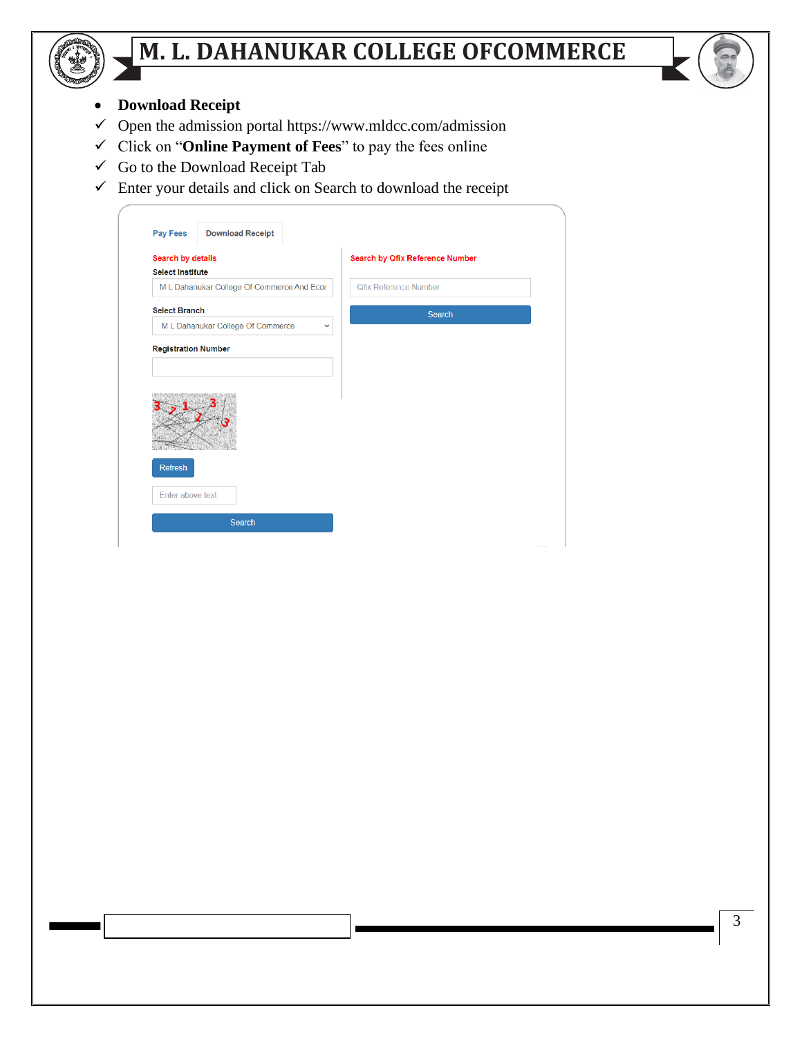- **Download Receipt**

✓ Open the admission portal https://www.mldcc.com/admission

✓ Click on "**Online Payment of Fees**" to pay the fees online

✓ Go to the Download Receipt Tab

✓ Enter your details and click on Search to download the receipt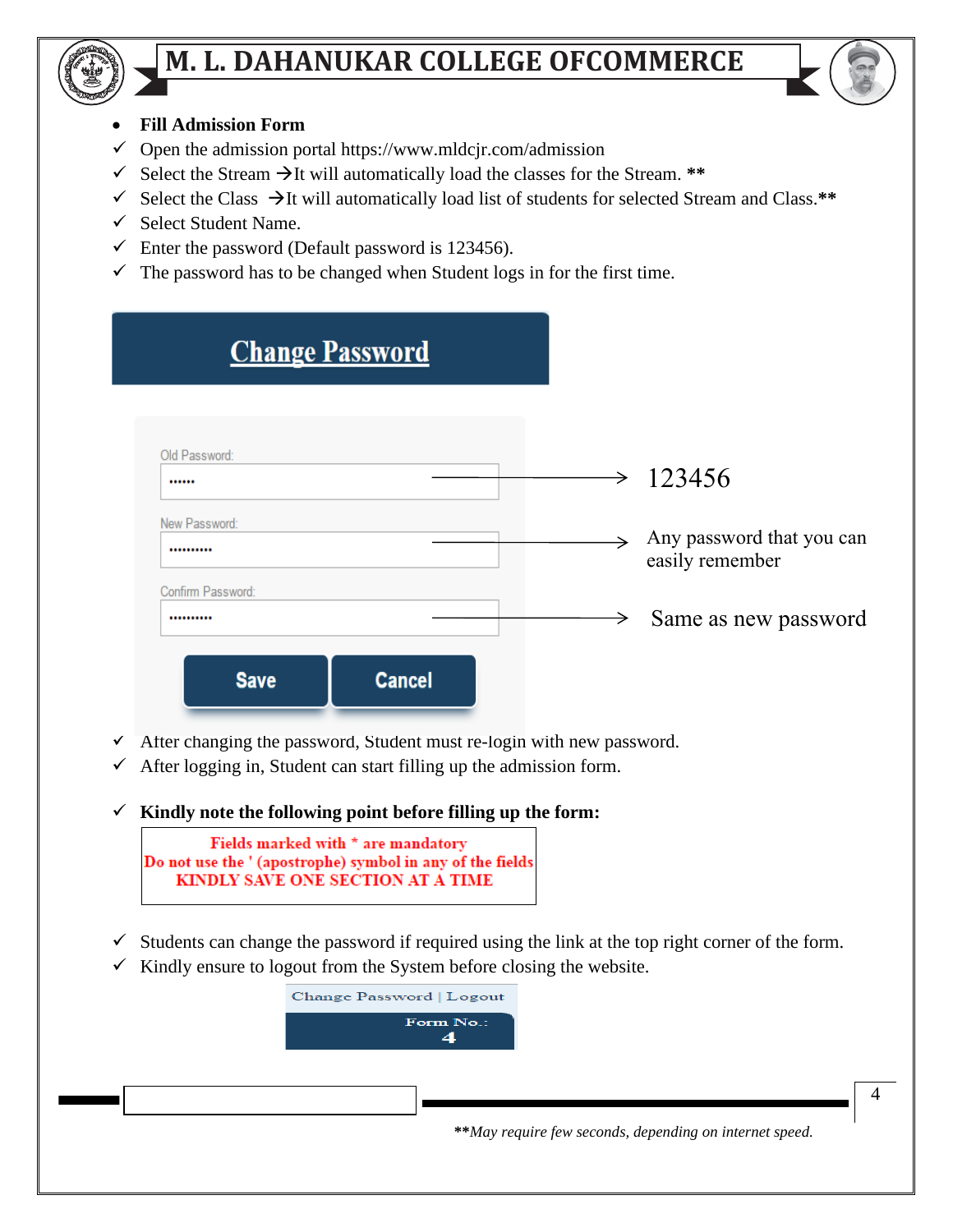- **Fill Admission Form**

✓ Open the admission portal https://www.mldcjr.com/admission

✓ Select the Stream →It will automatically load the classes for the Stream. **

✓ Select the Class →It will automatically load list of students for selected Stream and Class.**

✓ Select Student Name.

✓ Enter the password (Default password is 123456).

✓ The password has to be changed when Student logs in for the first time.

**Change Password**

Old Password: → 123456

New Password: → Any password that you can easily remember

Confirm Password: → Same as new password

Save | Cancel

✓ After changing the password, Student must re-login with new password.

✓ After logging in, Student can start filling up the admission form.

✓ **Kindly note the following point before filling up the form:**

**Fields marked with * are mandatory**
**Do not use the ' (apostrophe) symbol in any of the fields**
**KINDLY SAVE ONE SECTION AT A TIME**

✓ Students can change the password if required using the link at the top right corner of the form.

✓ Kindly ensure to logout from the System before closing the website.

Change Password | Logout

Form No.: 4

***\*May require few seconds, depending on internet speed.***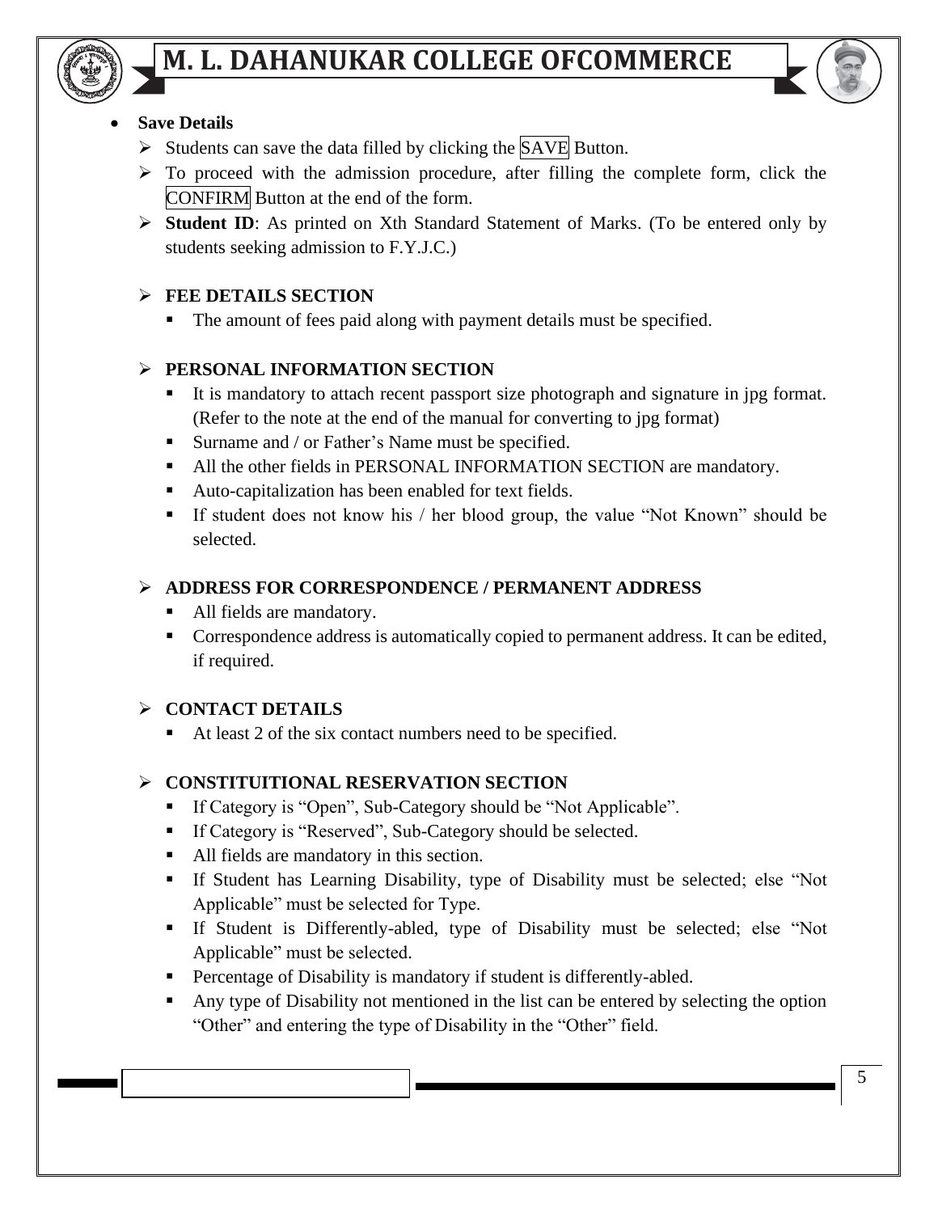- **Save Details**
  - Students can save the data filled by clicking the SAVE Button.
  - To proceed with the admission procedure, after filling the complete form, click the CONFIRM Button at the end of the form.
  - **Student ID**: As printed on Xth Standard Statement of Marks. (To be entered only by students seeking admission to F.Y.J.C.)

  - **FEE DETAILS SECTION**
    - The amount of fees paid along with payment details must be specified.

  - **PERSONAL INFORMATION SECTION**
    - It is mandatory to attach recent passport size photograph and signature in jpg format. (Refer to the note at the end of the manual for converting to jpg format)
    - Surname and / or Father's Name must be specified.
    - All the other fields in PERSONAL INFORMATION SECTION are mandatory.
    - Auto-capitalization has been enabled for text fields.
    - If student does not know his / her blood group, the value "Not Known" should be selected.

  - **ADDRESS FOR CORRESPONDENCE / PERMANENT ADDRESS**
    - All fields are mandatory.
    - Correspondence address is automatically copied to permanent address. It can be edited, if required.

  - **CONTACT DETAILS**
    - At least 2 of the six contact numbers need to be specified.

  - **CONSTITUITIONAL RESERVATION SECTION**
    - If Category is "Open", Sub-Category should be "Not Applicable".
    - If Category is "Reserved", Sub-Category should be selected.
    - All fields are mandatory in this section.
    - If Student has Learning Disability, type of Disability must be selected; else "Not Applicable" must be selected for Type.
    - If Student is Differently-abled, type of Disability must be selected; else "Not Applicable" must be selected.
    - Percentage of Disability is mandatory if student is differently-abled.
    - Any type of Disability not mentioned in the list can be entered by selecting the option "Other" and entering the type of Disability in the "Other" field.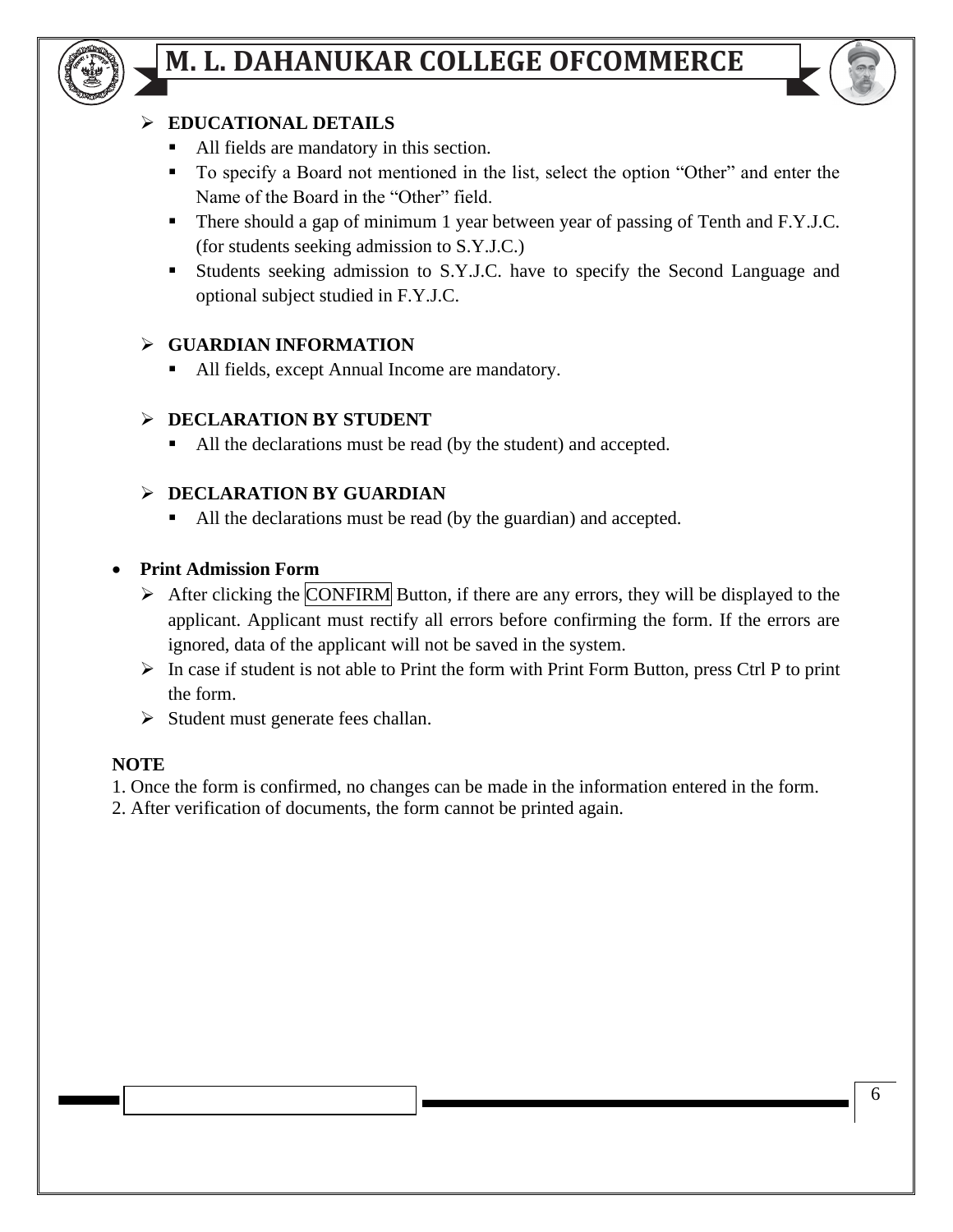- **EDUCATIONAL DETAILS**
  - All fields are mandatory in this section.
  - To specify a Board not mentioned in the list, select the option “Other” and enter the Name of the Board in the “Other” field.
  - There should a gap of minimum 1 year between year of passing of Tenth and F.Y.J.C. (for students seeking admission to S.Y.J.C.)
  - Students seeking admission to S.Y.J.C. have to specify the Second Language and optional subject studied in F.Y.J.C.

- **GUARDIAN INFORMATION**
  - All fields, except Annual Income are mandatory.

- **DECLARATION BY STUDENT**
  - All the declarations must be read (by the student) and accepted.

- **DECLARATION BY GUARDIAN**
  - All the declarations must be read (by the guardian) and accepted.

- **Print Admission Form**
  - After clicking the CONFIRM Button, if there are any errors, they will be displayed to the applicant. Applicant must rectify all errors before confirming the form. If the errors are ignored, data of the applicant will not be saved in the system.
  - In case if student is not able to Print the form with Print Form Button, press Ctrl P to print the form.
  - Student must generate fees challan.

**NOTE**

1. Once the form is confirmed, no changes can be made in the information entered in the form.
2. After verification of documents, the form cannot be printed again.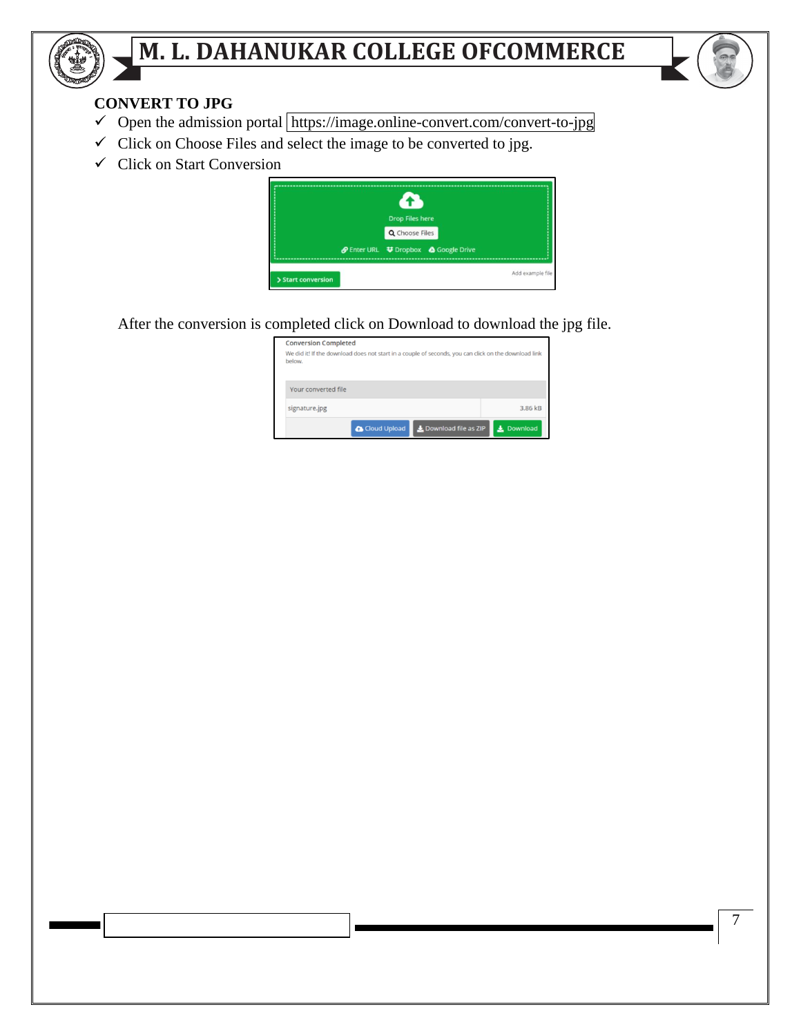## CONVERT TO JPG

- ✓ Open the admission portal https://image.online-convert.com/convert-to-jpg
- ✓ Click on Choose Files and select the image to be converted to jpg.
- ✓ Click on Start Conversion

Drop Files here

Choose Files

Enter URL Dropbox Google Drive

Start conversion

Add example file

After the conversion is completed click on Download to download the jpg file.

Conversion Completed

We did it! If the download does not start in a couple of seconds, you can click on the download link below.

Your converted file

signature.jpg 3.86 kB

Cloud Upload Download file as ZIP Download